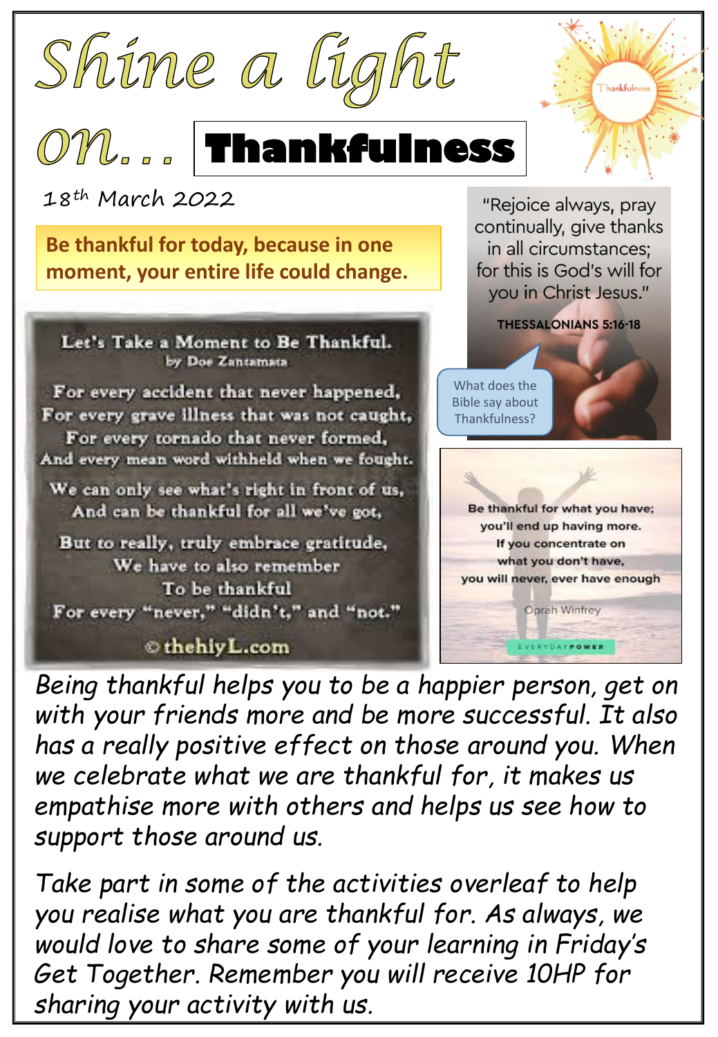# Shine a light on... Thankfulness

18th March 2022

**Be thankful for today, because in one moment, your entire life could change.**

"Rejoice always, pray continually, give thanks in all circumstances; for this is God's will for you in Christ Jesus."

THESSALONIANS 5:16-18

What does the Bible say about Thankfulness?

**Let's Take a Moment to Be Thankful.**
by Doe Zantamata

For every accident that never happened,
For every grave illness that was not caught,
For every tornado that never formed,
And every mean word withheld when we fought.

We can only see what's right in front of us,
And can be thankful for all we've got,

But to really, truly embrace gratitude,
We have to also remember
To be thankful
For every "never," "didn't," and "not."

© thehiyL.com

Be thankful for what you have; you'll end up having more. If you concentrate on what you don't have, you will never, ever have enough

Oprah Winfrey

EVERYDAYPOWER

*Being thankful helps you to be a happier person, get on with your friends more and be more successful. It also has a really positive effect on those around you. When we celebrate what we are thankful for, it makes us empathise more with others and helps us see how to support those around us.*

*Take part in some of the activities overleaf to help you realise what you are thankful for. As always, we would love to share some of your learning in Friday's Get Together. Remember you will receive 10HP for sharing your activity with us.*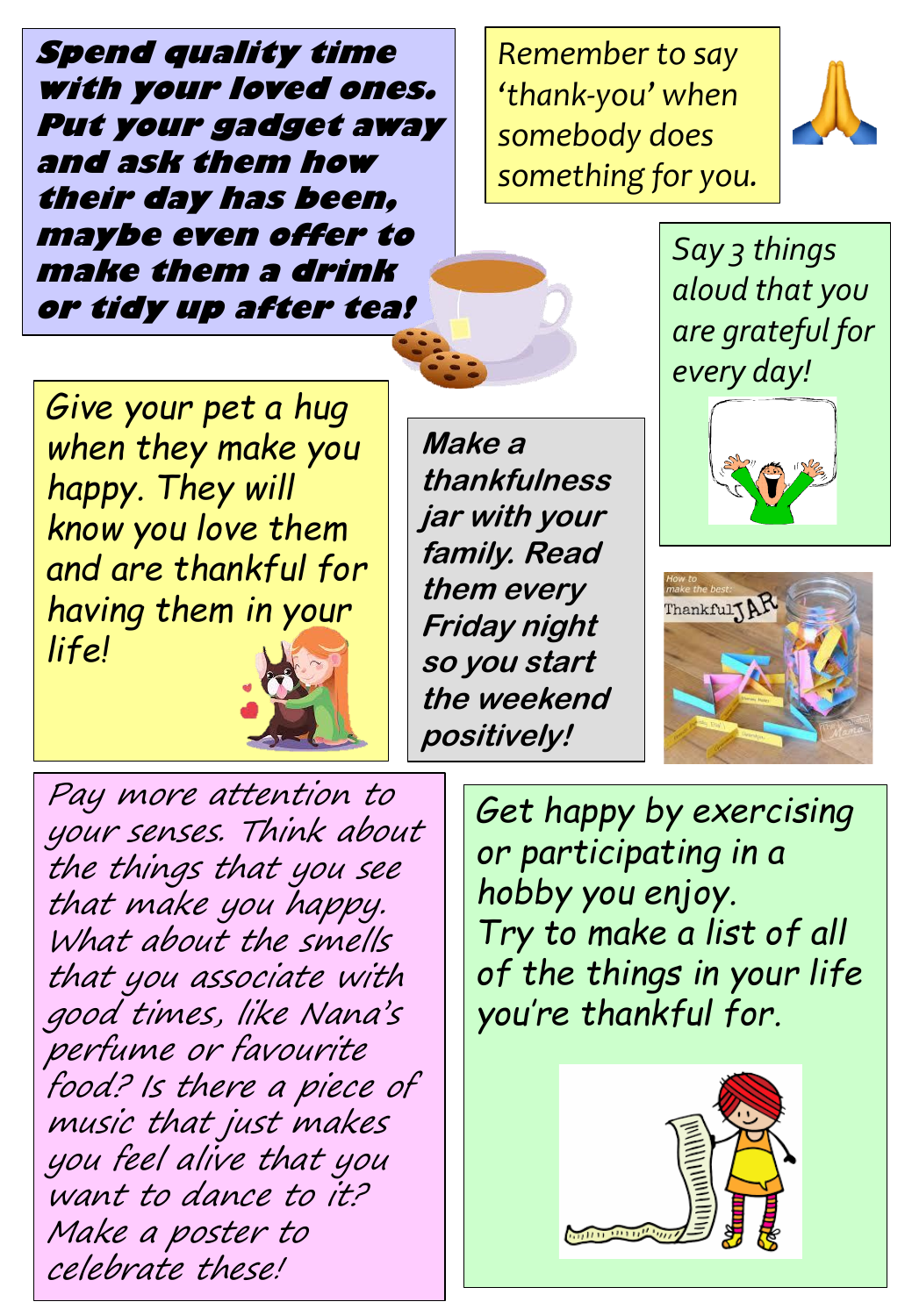**Spend quality time with your loved ones. Put your gadget away and ask them how their day has been, maybe even offer to make them a drink or tidy up after tea!**

Remember to say ‘thank-you’ when somebody does something for you.

Say 3 things aloud that you are grateful for every day!

Give your pet a hug when they make you happy. They will know you love them and are thankful for having them in your life!

***Make a thankfulness jar with your family. Read them every Friday night so you start the weekend positively!***

Pay more attention to your senses. Think about the things that you see that make you happy. What about the smells that you associate with good times, like Nana’s perfume or favourite food? Is there a piece of music that just makes you feel alive that you want to dance to it? Make a poster to celebrate these!

Get happy by exercising or participating in a hobby you enjoy.
Try to make a list of all of the things in your life you’re thankful for.